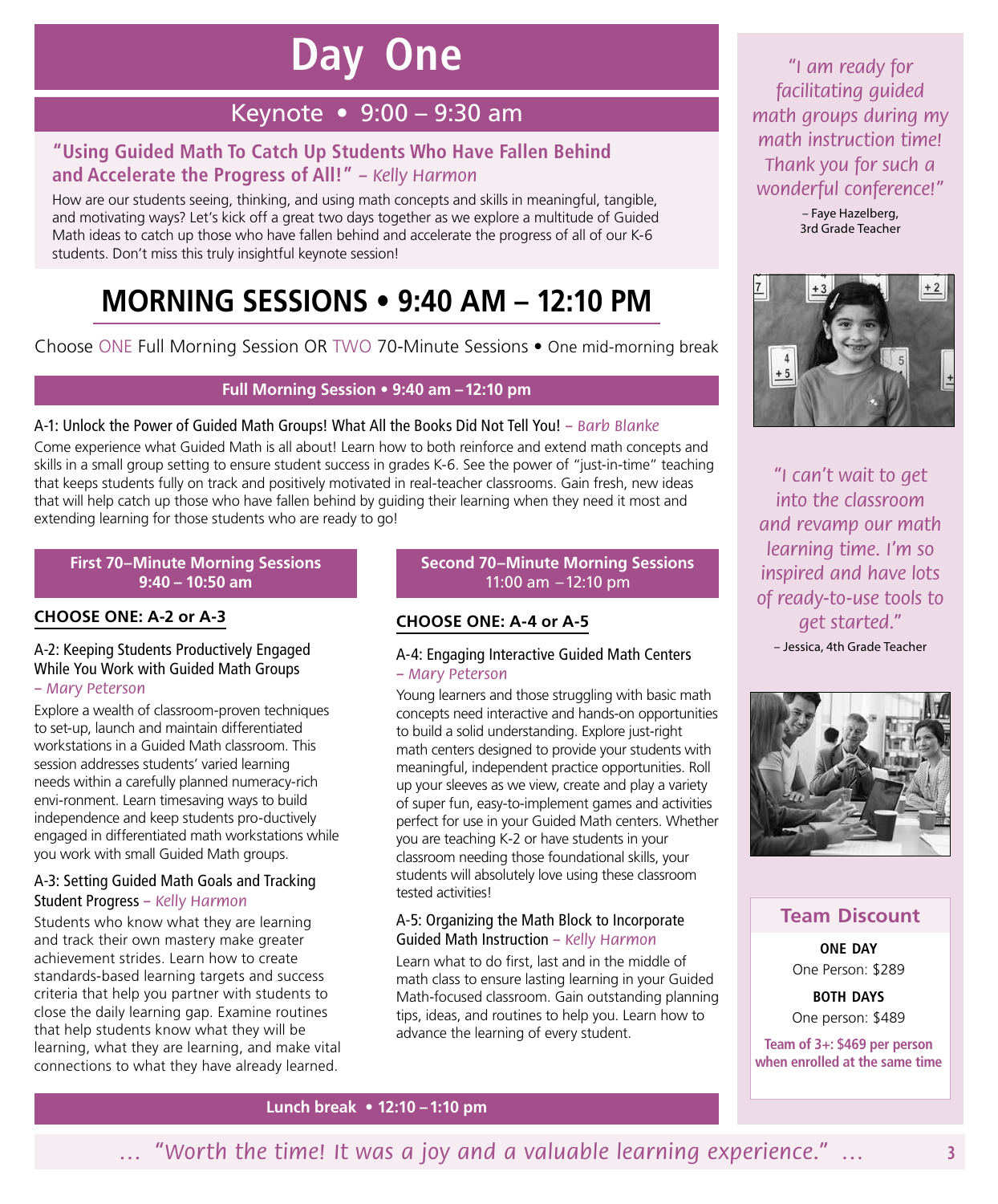# Day One

## Keynote • 9:00 – 9:30 am

**"Using Guided Math To Catch Up Students Who Have Fallen Behind and Accelerate the Progress of All!"** – *Kelly Harmon*

How are our students seeing, thinking, and using math concepts and skills in meaningful, tangible, and motivating ways? Let's kick off a great two days together as we explore a multitude of Guided Math ideas to catch up those who have fallen behind and accelerate the progress of all of our K-6 students. Don't miss this truly insightful keynote session!

## MORNING SESSIONS • 9:40 AM – 12:10 PM

Choose ONE Full Morning Session OR TWO 70-Minute Sessions • One mid-morning break

### Full Morning Session • 9:40 am – 12:10 pm

A-1: Unlock the Power of Guided Math Groups! What All the Books Did Not Tell You! – *Barb Blanke*

Come experience what Guided Math is all about! Learn how to both reinforce and extend math concepts and skills in a small group setting to ensure student success in grades K-6. See the power of "just-in-time" teaching that keeps students fully on track and positively motivated in real-teacher classrooms. Gain fresh, new ideas that will help catch up those who have fallen behind by guiding their learning when they need it most and extending learning for those students who are ready to go!

### First 70–Minute Morning Sessions 9:40 – 10:50 am

**CHOOSE ONE: A-2 or A-3**

A-2: Keeping Students Productively Engaged While You Work with Guided Math Groups – *Mary Peterson*

Explore a wealth of classroom-proven techniques to set-up, launch and maintain differentiated workstations in a Guided Math classroom. This session addresses students' varied learning needs within a carefully planned numeracy-rich envi-ronment. Learn timesaving ways to build independence and keep students pro-ductively engaged in differentiated math workstations while you work with small Guided Math groups.

A-3: Setting Guided Math Goals and Tracking Student Progress – *Kelly Harmon*

Students who know what they are learning and track their own mastery make greater achievement strides. Learn how to create standards-based learning targets and success criteria that help you partner with students to close the daily learning gap. Examine routines that help students know what they will be learning, what they are learning, and make vital connections to what they have already learned.

### Second 70–Minute Morning Sessions 11:00 am – 12:10 pm

**CHOOSE ONE: A-4 or A-5**

A-4: Engaging Interactive Guided Math Centers – *Mary Peterson*

Young learners and those struggling with basic math concepts need interactive and hands-on opportunities to build a solid understanding. Explore just-right math centers designed to provide your students with meaningful, independent practice opportunities. Roll up your sleeves as we view, create and play a variety of super fun, easy-to-implement games and activities perfect for use in your Guided Math centers. Whether you are teaching K-2 or have students in your classroom needing those foundational skills, your students will absolutely love using these classroom tested activities!

A-5: Organizing the Math Block to Incorporate Guided Math Instruction – *Kelly Harmon*

Learn what to do first, last and in the middle of math class to ensure lasting learning in your Guided Math-focused classroom. Gain outstanding planning tips, ideas, and routines to help you. Learn how to advance the learning of every student.

### Lunch break • 12:10 – 1:10 pm

*"I am ready for facilitating guided math groups during my math instruction time! Thank you for such a wonderful conference!"*

– Faye Hazelberg, 3rd Grade Teacher

*"I can't wait to get into the classroom and revamp our math learning time. I'm so inspired and have lots of ready-to-use tools to get started."*

– Jessica, 4th Grade Teacher

### Team Discount

**ONE DAY**
One Person: $289

**BOTH DAYS**
One person: $489

**Team of 3+: $469 per person when enrolled at the same time**

*... "Worth the time! It was a joy and a valuable learning experience." ...*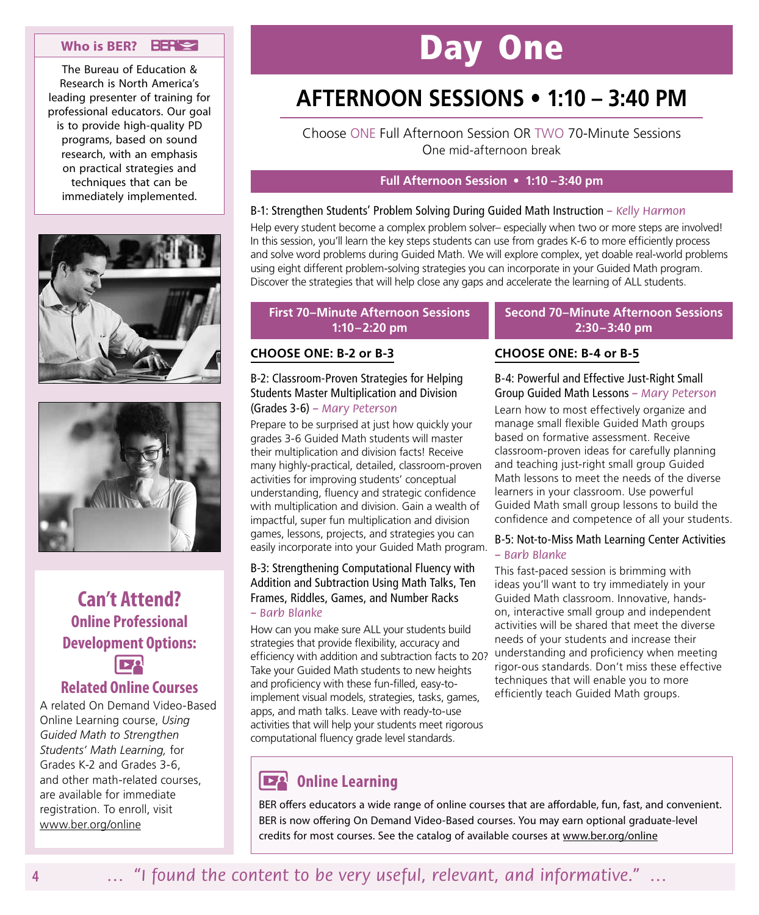# Day One

## AFTERNOON SESSIONS • 1:10 – 3:40 PM

Choose ONE Full Afternoon Session OR TWO 70-Minute Sessions
One mid-afternoon break

### Full Afternoon Session • 1:10 –3:40 pm

**B-1: Strengthen Students' Problem Solving During Guided Math Instruction** – *Kelly Harmon*

Help every student become a complex problem solver– especially when two or more steps are involved! In this session, you'll learn the key steps students can use from grades K-6 to more efficiently process and solve word problems during Guided Math. We will explore complex, yet doable real-world problems using eight different problem-solving strategies you can incorporate in your Guided Math program. Discover the strategies that will help close any gaps and accelerate the learning of ALL students.

### First 70–Minute Afternoon Sessions 1:10–2:20 pm

**CHOOSE ONE: B-2 or B-3**

**B-2: Classroom-Proven Strategies for Helping Students Master Multiplication and Division (Grades 3-6)** – *Mary Peterson*

Prepare to be surprised at just how quickly your grades 3-6 Guided Math students will master their multiplication and division facts! Receive many highly-practical, detailed, classroom-proven activities for improving students' conceptual understanding, fluency and strategic confidence with multiplication and division. Gain a wealth of impactful, super fun multiplication and division games, lessons, projects, and strategies you can easily incorporate into your Guided Math program.

**B-3: Strengthening Computational Fluency with Addition and Subtraction Using Math Talks, Ten Frames, Riddles, Games, and Number Racks** – *Barb Blanke*

How can you make sure ALL your students build strategies that provide flexibility, accuracy and efficiency with addition and subtraction facts to 20? Take your Guided Math students to new heights and proficiency with these fun-filled, easy-to-implement visual models, strategies, tasks, games, apps, and math talks. Leave with ready-to-use activities that will help your students meet rigorous computational fluency grade level standards.

### Second 70–Minute Afternoon Sessions 2:30–3:40 pm

**CHOOSE ONE: B-4 or B-5**

**B-4: Powerful and Effective Just-Right Small Group Guided Math Lessons** – *Mary Peterson*

Learn how to most effectively organize and manage small flexible Guided Math groups based on formative assessment. Receive classroom-proven ideas for carefully planning and teaching just-right small group Guided Math lessons to meet the needs of the diverse learners in your classroom. Use powerful Guided Math small group lessons to build the confidence and competence of all your students.

**B-5: Not-to-Miss Math Learning Center Activities** – *Barb Blanke*

This fast-paced session is brimming with ideas you'll want to try immediately in your Guided Math classroom. Innovative, hands-on, interactive small group and independent activities will be shared that meet the diverse needs of your students and increase their understanding and proficiency when meeting rigor-ous standards. Don't miss these effective techniques that will enable you to more efficiently teach Guided Math groups.

### Online Learning

BER offers educators a wide range of online courses that are affordable, fun, fast, and convenient. BER is now offering On Demand Video-Based courses. You may earn optional graduate-level credits for most courses. See the catalog of available courses at www.ber.org/online

---

**Who is BER?**

The Bureau of Education & Research is North America's leading presenter of training for professional educators. Our goal is to provide high-quality PD programs, based on sound research, with an emphasis on practical strategies and techniques that can be immediately implemented.

## Can't Attend?

### Online Professional Development Options:

### Related Online Courses

A related On Demand Video-Based Online Learning course, *Using Guided Math to Strengthen Students' Math Learning,* for Grades K-2 and Grades 3-6, and other math-related courses, are available for immediate registration. To enroll, visit www.ber.org/online

*… "I found the content to be very useful, relevant, and informative." …*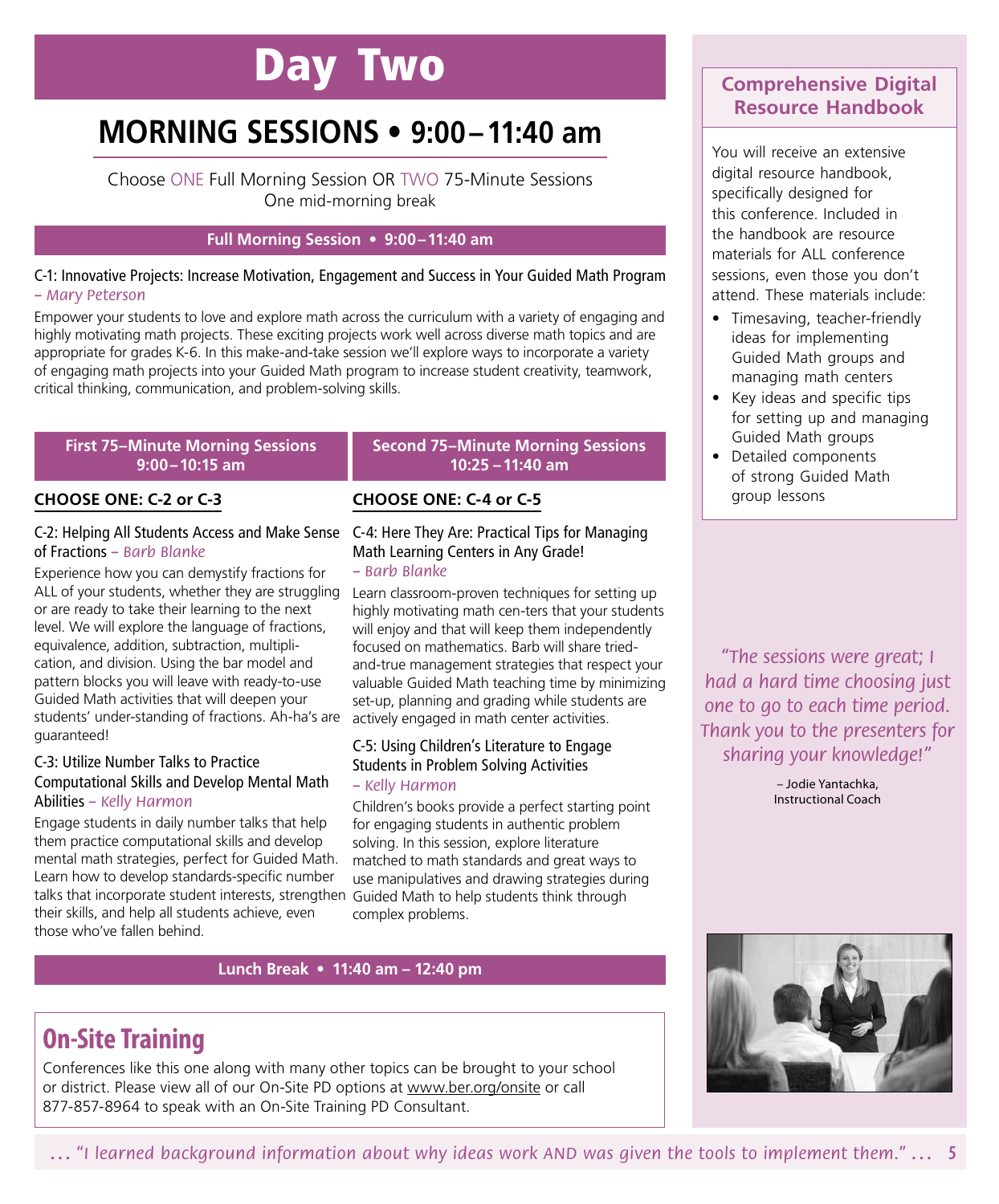# Day Two

## MORNING SESSIONS • 9:00 – 11:40 am

Choose ONE Full Morning Session OR TWO 75-Minute Sessions
One mid-morning break

### Full Morning Session • 9:00 – 11:40 am

**C-1: Innovative Projects: Increase Motivation, Engagement and Success in Your Guided Math Program** *– Mary Peterson*

Empower your students to love and explore math across the curriculum with a variety of engaging and highly motivating math projects. These exciting projects work well across diverse math topics and are appropriate for grades K-6. In this make-and-take session we'll explore ways to incorporate a variety of engaging math projects into your Guided Math program to increase student creativity, teamwork, critical thinking, communication, and problem-solving skills.

### First 75–Minute Morning Sessions 9:00 – 10:15 am

**CHOOSE ONE: C-2 or C-3**

**C-2: Helping All Students Access and Make Sense of Fractions** *– Barb Blanke*

Experience how you can demystify fractions for ALL of your students, whether they are struggling or are ready to take their learning to the next level. We will explore the language of fractions, equivalence, addition, subtraction, multiplication, and division. Using the bar model and pattern blocks you will leave with ready-to-use Guided Math activities that will deepen your students' under-standing of fractions. Ah-ha's are guaranteed!

**C-3: Utilize Number Talks to Practice Computational Skills and Develop Mental Math Abilities** *– Kelly Harmon*

Engage students in daily number talks that help them practice computational skills and develop mental math strategies, perfect for Guided Math. Learn how to develop standards-specific number talks that incorporate student interests, strengthen their skills, and help all students achieve, even those who've fallen behind.

### Second 75–Minute Morning Sessions 10:25 – 11:40 am

**CHOOSE ONE: C-4 or C-5**

**C-4: Here They Are: Practical Tips for Managing Math Learning Centers in Any Grade!** *– Barb Blanke*

Learn classroom-proven techniques for setting up highly motivating math cen-ters that your students will enjoy and that will keep them independently focused on mathematics. Barb will share tried-and-true management strategies that respect your valuable Guided Math teaching time by minimizing set-up, planning and grading while students are actively engaged in math center activities.

**C-5: Using Children's Literature to Engage Students in Problem Solving Activities** *– Kelly Harmon*

Children's books provide a perfect starting point for engaging students in authentic problem solving. In this session, explore literature matched to math standards and great ways to use manipulatives and drawing strategies during Guided Math to help students think through complex problems.

### Lunch Break • 11:40 am – 12:40 pm

## On-Site Training

Conferences like this one along with many other topics can be brought to your school or district. Please view all of our On-Site PD options at www.ber.org/onsite or call 877-857-8964 to speak with an On-Site Training PD Consultant.

### Comprehensive Digital Resource Handbook

You will receive an extensive digital resource handbook, specifically designed for this conference. Included in the handbook are resource materials for ALL conference sessions, even those you don't attend. These materials include:

- Timesaving, teacher-friendly ideas for implementing Guided Math groups and managing math centers
- Key ideas and specific tips for setting up and managing Guided Math groups
- Detailed components of strong Guided Math group lessons

*"The sessions were great; I had a hard time choosing just one to go to each time period. Thank you to the presenters for sharing your knowledge!"*

– Jodie Yantachka, Instructional Coach

*… "I learned background information about why ideas work AND was given the tools to implement them." …*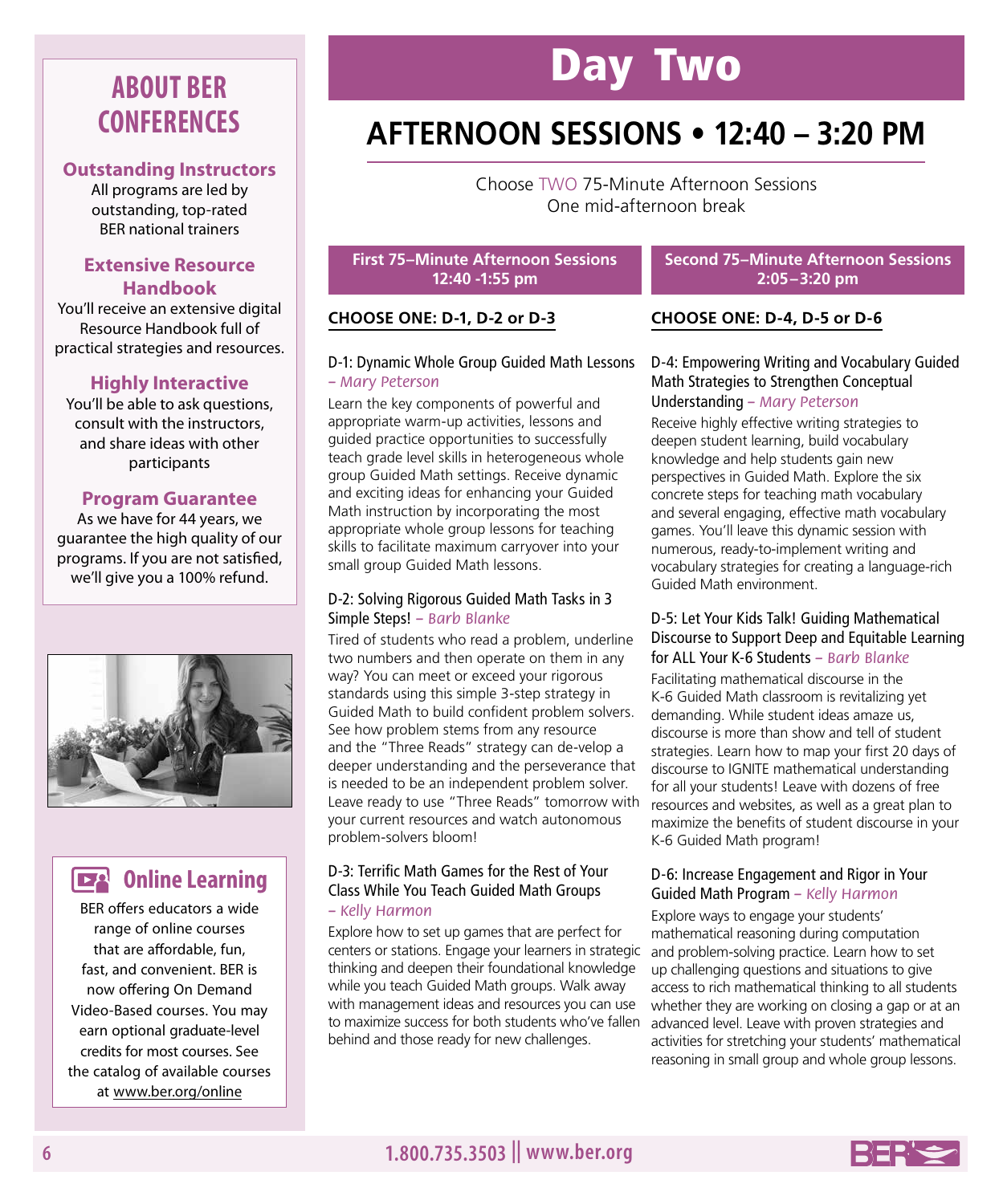# Day Two

## AFTERNOON SESSIONS • 12:40 – 3:20 PM

Choose TWO 75-Minute Afternoon Sessions
One mid-afternoon break

### First 75–Minute Afternoon Sessions 12:40 -1:55 pm

**CHOOSE ONE: D-1, D-2 or D-3**

**D-1: Dynamic Whole Group Guided Math Lessons** – *Mary Peterson*

Learn the key components of powerful and appropriate warm-up activities, lessons and guided practice opportunities to successfully teach grade level skills in heterogeneous whole group Guided Math settings. Receive dynamic and exciting ideas for enhancing your Guided Math instruction by incorporating the most appropriate whole group lessons for teaching skills to facilitate maximum carryover into your small group Guided Math lessons.

**D-2: Solving Rigorous Guided Math Tasks in 3 Simple Steps!** – *Barb Blanke*

Tired of students who read a problem, underline two numbers and then operate on them in any way? You can meet or exceed your rigorous standards using this simple 3-step strategy in Guided Math to build confident problem solvers. See how problem stems from any resource and the "Three Reads" strategy can de-velop a deeper understanding and the perseverance that is needed to be an independent problem solver. Leave ready to use "Three Reads" tomorrow with your current resources and watch autonomous problem-solvers bloom!

**D-3: Terrific Math Games for the Rest of Your Class While You Teach Guided Math Groups** – *Kelly Harmon*

Explore how to set up games that are perfect for centers or stations. Engage your learners in strategic thinking and deepen their foundational knowledge while you teach Guided Math groups. Walk away with management ideas and resources you can use to maximize success for both students who've fallen behind and those ready for new challenges.

### Second 75–Minute Afternoon Sessions 2:05–3:20 pm

**CHOOSE ONE: D-4, D-5 or D-6**

**D-4: Empowering Writing and Vocabulary Guided Math Strategies to Strengthen Conceptual Understanding** – *Mary Peterson*

Receive highly effective writing strategies to deepen student learning, build vocabulary knowledge and help students gain new perspectives in Guided Math. Explore the six concrete steps for teaching math vocabulary and several engaging, effective math vocabulary games. You'll leave this dynamic session with numerous, ready-to-implement writing and vocabulary strategies for creating a language-rich Guided Math environment.

**D-5: Let Your Kids Talk! Guiding Mathematical Discourse to Support Deep and Equitable Learning for ALL Your K-6 Students** – *Barb Blanke*

Facilitating mathematical discourse in the K-6 Guided Math classroom is revitalizing yet demanding. While student ideas amaze us, discourse is more than show and tell of student strategies. Learn how to map your first 20 days of discourse to IGNITE mathematical understanding for all your students! Leave with dozens of free resources and websites, as well as a great plan to maximize the benefits of student discourse in your K-6 Guided Math program!

**D-6: Increase Engagement and Rigor in Your Guided Math Program** – *Kelly Harmon*

Explore ways to engage your students' mathematical reasoning during computation and problem-solving practice. Learn how to set up challenging questions and situations to give access to rich mathematical thinking to all students whether they are working on closing a gap or at an advanced level. Leave with proven strategies and activities for stretching your students' mathematical reasoning in small group and whole group lessons.

## ABOUT BER CONFERENCES

**Outstanding Instructors**
All programs are led by outstanding, top-rated BER national trainers

**Extensive Resource Handbook**
You'll receive an extensive digital Resource Handbook full of practical strategies and resources.

**Highly Interactive**
You'll be able to ask questions, consult with the instructors, and share ideas with other participants

**Program Guarantee**
As we have for 44 years, we guarantee the high quality of our programs. If you are not satisfied, we'll give you a 100% refund.

## Online Learning

BER offers educators a wide range of online courses that are affordable, fun, fast, and convenient. BER is now offering On Demand Video-Based courses. You may earn optional graduate-level credits for most courses. See the catalog of available courses at www.ber.org/online

1.800.735.3503 || www.ber.org